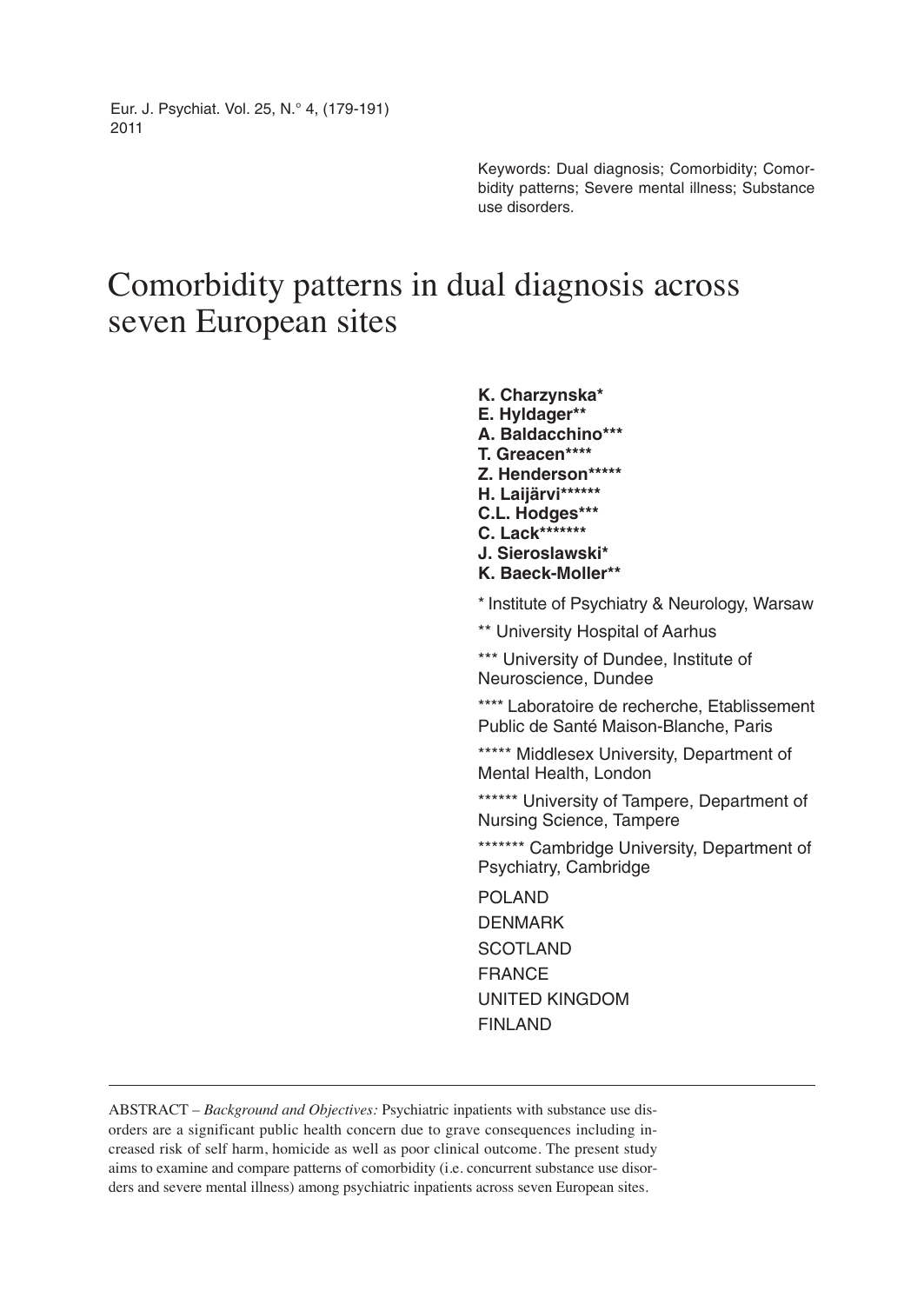Keywords: Dual diagnosis; Comorbidity; Comorbidity patterns; Severe mental illness; Substance use disorders.

# Comorbidity patterns in dual diagnosis across seven European sites

**K. Charzynska***
**E. Hyldager****
**A. Baldacchino*****
**T. Greacen******
**Z. Henderson*******
**H. Laijärvi********
**C.L. Hodges*****
**C. Lack*********
**J. Sieroslawski***
**K. Baeck-Moller****

* Institute of Psychiatry & Neurology, Warsaw

** University Hospital of Aarhus

*** University of Dundee, Institute of Neuroscience, Dundee

**** Laboratoire de recherche, Etablissement Public de Santé Maison-Blanche, Paris

***** Middlesex University, Department of Mental Health, London

****** University of Tampere, Department of Nursing Science, Tampere

******* Cambridge University, Department of Psychiatry, Cambridge

POLAND
DENMARK
SCOTLAND
FRANCE
UNITED KINGDOM
FINLAND

---

ABSTRACT – *Background and Objectives:* Psychiatric inpatients with substance use disorders are a significant public health concern due to grave consequences including increased risk of self harm, homicide as well as poor clinical outcome. The present study aims to examine and compare patterns of comorbidity (i.e. concurrent substance use disorders and severe mental illness) among psychiatric inpatients across seven European sites.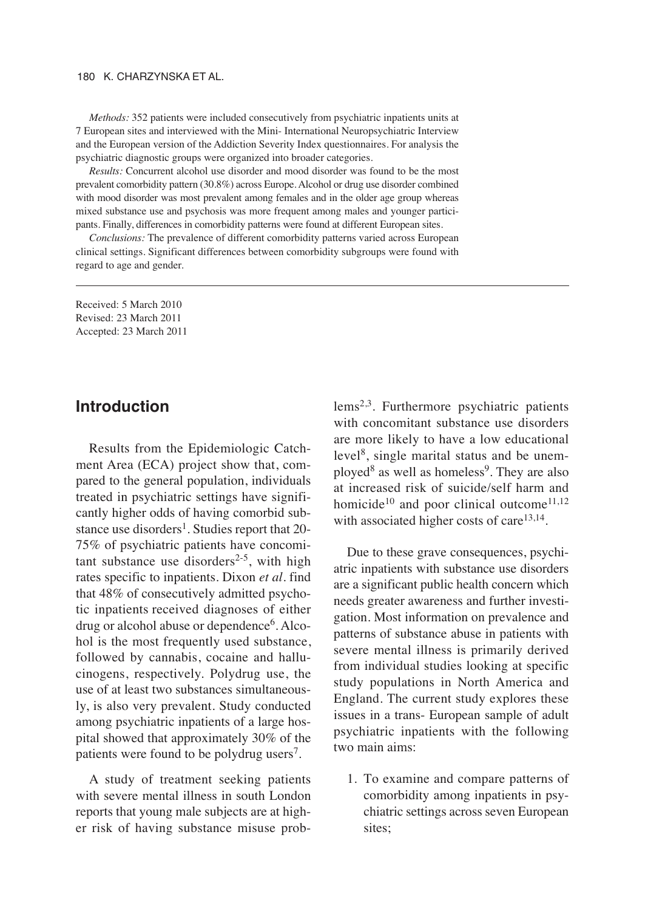*Methods:* 352 patients were included consecutively from psychiatric inpatients units at 7 European sites and interviewed with the Mini- International Neuropsychiatric Interview and the European version of the Addiction Severity Index questionnaires. For analysis the psychiatric diagnostic groups were organized into broader categories.

*Results:* Concurrent alcohol use disorder and mood disorder was found to be the most prevalent comorbidity pattern (30.8%) across Europe. Alcohol or drug use disorder combined with mood disorder was most prevalent among females and in the older age group whereas mixed substance use and psychosis was more frequent among males and younger participants. Finally, differences in comorbidity patterns were found at different European sites.

*Conclusions:* The prevalence of different comorbidity patterns varied across European clinical settings. Significant differences between comorbidity subgroups were found with regard to age and gender.

Received: 5 March 2010
Revised: 23 March 2011
Accepted: 23 March 2011

## Introduction

Results from the Epidemiologic Catchment Area (ECA) project show that, compared to the general population, individuals treated in psychiatric settings have significantly higher odds of having comorbid substance use disorders[1]. Studies report that 20-75% of psychiatric patients have concomitant substance use disorders[2-5], with high rates specific to inpatients. Dixon *et al*. find that 48% of consecutively admitted psychotic inpatients received diagnoses of either drug or alcohol abuse or dependence[6]. Alcohol is the most frequently used substance, followed by cannabis, cocaine and hallucinogens, respectively. Polydrug use, the use of at least two substances simultaneously, is also very prevalent. Study conducted among psychiatric inpatients of a large hospital showed that approximately 30% of the patients were found to be polydrug users[7].

A study of treatment seeking patients with severe mental illness in south London reports that young male subjects are at higher risk of having substance misuse problems[2,3]. Furthermore psychiatric patients with concomitant substance use disorders are more likely to have a low educational level[8], single marital status and be unemployed[8] as well as homeless[9]. They are also at increased risk of suicide/self harm and homicide[10] and poor clinical outcome[11,12] with associated higher costs of care[13,14].

Due to these grave consequences, psychiatric inpatients with substance use disorders are a significant public health concern which needs greater awareness and further investigation. Most information on prevalence and patterns of substance abuse in patients with severe mental illness is primarily derived from individual studies looking at specific study populations in North America and England. The current study explores these issues in a trans- European sample of adult psychiatric inpatients with the following two main aims:

1. To examine and compare patterns of comorbidity among inpatients in psychiatric settings across seven European sites;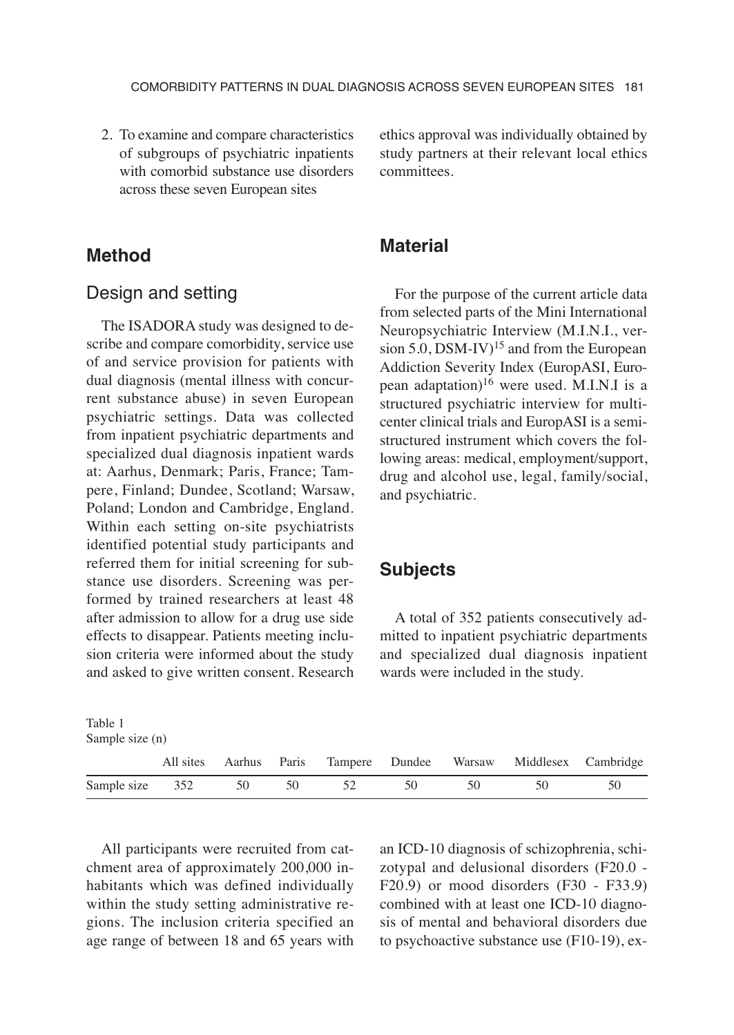2. To examine and compare characteristics of subgroups of psychiatric inpatients with comorbid substance use disorders across these seven European sites

## Method

### Design and setting

The ISADORA study was designed to describe and compare comorbidity, service use of and service provision for patients with dual diagnosis (mental illness with concurrent substance abuse) in seven European psychiatric settings. Data was collected from inpatient psychiatric departments and specialized dual diagnosis inpatient wards at: Aarhus, Denmark; Paris, France; Tampere, Finland; Dundee, Scotland; Warsaw, Poland; London and Cambridge, England. Within each setting on-site psychiatrists identified potential study participants and referred them for initial screening for substance use disorders. Screening was performed by trained researchers at least 48 after admission to allow for a drug use side effects to disappear. Patients meeting inclusion criteria were informed about the study and asked to give written consent. Research ethics approval was individually obtained by study partners at their relevant local ethics committees.

## Material

For the purpose of the current article data from selected parts of the Mini International Neuropsychiatric Interview (M.I.N.I., version 5.0, DSM-IV)[15] and from the European Addiction Severity Index (EuropASI, European adaptation)[16] were used. M.I.N.I is a structured psychiatric interview for multicenter clinical trials and EuropASI is a semi-structured instrument which covers the following areas: medical, employment/support, drug and alcohol use, legal, family/social, and psychiatric.

## Subjects

A total of 352 patients consecutively admitted to inpatient psychiatric departments and specialized dual diagnosis inpatient wards were included in the study.

Table 1
Sample size (n)

| | All sites | Aarhus | Paris | Tampere | Dundee | Warsaw | Middlesex | Cambridge |
|---|---|---|---|---|---|---|---|---|
| Sample size | 352 | 50 | 50 | 52 | 50 | 50 | 50 | 50 |

All participants were recruited from catchment area of approximately 200,000 inhabitants which was defined individually within the study setting administrative regions. The inclusion criteria specified an age range of between 18 and 65 years with an ICD-10 diagnosis of schizophrenia, schizotypal and delusional disorders (F20.0 - F20.9) or mood disorders (F30 - F33.9) combined with at least one ICD-10 diagnosis of mental and behavioral disorders due to psychoactive substance use (F10-19), ex-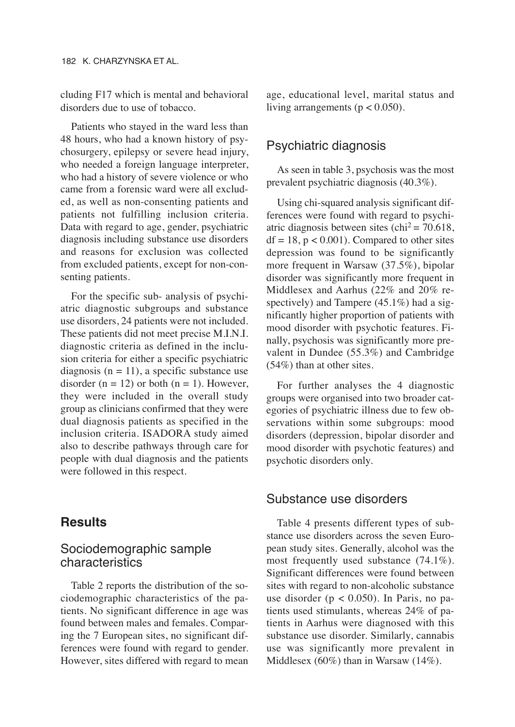cluding F17 which is mental and behavioral disorders due to use of tobacco.

Patients who stayed in the ward less than 48 hours, who had a known history of psychosurgery, epilepsy or severe head injury, who needed a foreign language interpreter, who had a history of severe violence or who came from a forensic ward were all excluded, as well as non-consenting patients and patients not fulfilling inclusion criteria. Data with regard to age, gender, psychiatric diagnosis including substance use disorders and reasons for exclusion was collected from excluded patients, except for non-consenting patients.

For the specific sub- analysis of psychiatric diagnostic subgroups and substance use disorders, 24 patients were not included. These patients did not meet precise M.I.N.I. diagnostic criteria as defined in the inclusion criteria for either a specific psychiatric diagnosis ($n = 11$), a specific substance use disorder ($n = 12$) or both ($n = 1$). However, they were included in the overall study group as clinicians confirmed that they were dual diagnosis patients as specified in the inclusion criteria. ISADORA study aimed also to describe pathways through care for people with dual diagnosis and the patients were followed in this respect.

## Results

### Sociodemographic sample characteristics

Table 2 reports the distribution of the sociodemographic characteristics of the patients. No significant difference in age was found between males and females. Comparing the 7 European sites, no significant differences were found with regard to gender. However, sites differed with regard to mean age, educational level, marital status and living arrangements ($p < 0.050$).

### Psychiatric diagnosis

As seen in table 3, psychosis was the most prevalent psychiatric diagnosis (40.3%).

Using chi-squared analysis significant differences were found with regard to psychiatric diagnosis between sites ($chi^2 = 70.618$, $df = 18$, $p < 0.001$). Compared to other sites depression was found to be significantly more frequent in Warsaw (37.5%), bipolar disorder was significantly more frequent in Middlesex and Aarhus (22% and 20% respectively) and Tampere (45.1%) had a significantly higher proportion of patients with mood disorder with psychotic features. Finally, psychosis was significantly more prevalent in Dundee (55.3%) and Cambridge (54%) than at other sites.

For further analyses the 4 diagnostic groups were organised into two broader categories of psychiatric illness due to few observations within some subgroups: mood disorders (depression, bipolar disorder and mood disorder with psychotic features) and psychotic disorders only.

### Substance use disorders

Table 4 presents different types of substance use disorders across the seven European study sites. Generally, alcohol was the most frequently used substance (74.1%). Significant differences were found between sites with regard to non-alcoholic substance use disorder ($p < 0.050$). In Paris, no patients used stimulants, whereas 24% of patients in Aarhus were diagnosed with this substance use disorder. Similarly, cannabis use was significantly more prevalent in Middlesex (60%) than in Warsaw (14%).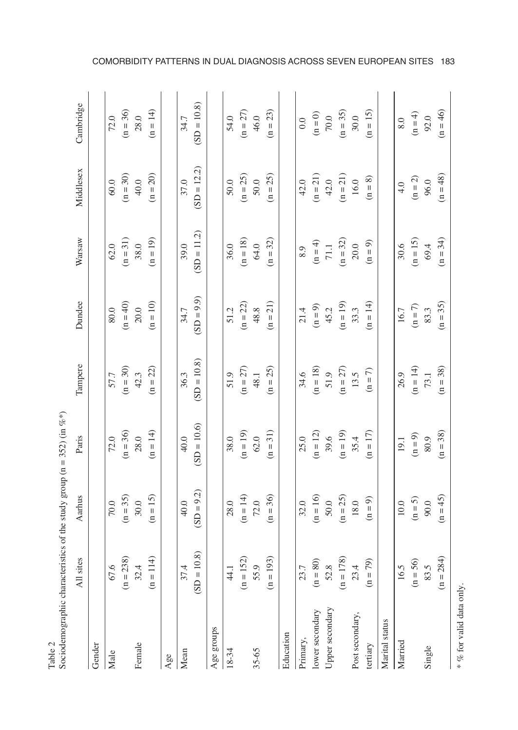Table 2
Sociodemographic characteristics of the study group (n = 352) (in %*)

| | All sites | Aarhus | Paris | Tampere | Dundee | Warsaw | Middlesex | Cambridge |
|---|---|---|---|---|---|---|---|---|
| **Gender** | | | | | | | | |
| Male | 67.6 (n = 238) | 70.0 (n = 35) | 72.0 (n = 36) | 57.7 (n = 30) | 80.0 (n = 40) | 62.0 (n = 31) | 60.0 (n = 30) | 72.0 (n = 36) |
| Female | 32.4 (n = 114) | 30.0 (n = 15) | 28.0 (n = 14) | 42.3 (n = 22) | 20.0 (n = 10) | 38.0 (n = 19) | 40.0 (n = 20) | 28.0 (n = 14) |
| **Age** | | | | | | | | |
| Mean | 37.4 (SD = 10.8) | 40.0 (SD = 9.2) | 40.0 (SD = 10.6) | 36.3 (SD = 10.8) | 34.7 (SD = 9.9) | 39.0 (SD = 11.2) | 37.0 (SD = 12.2) | 34.7 (SD = 10.8) |
| **Age groups** | | | | | | | | |
| 18-34 | 44.1 (n = 152) | 28.0 (n = 14) | 38.0 (n = 19) | 51.9 (n = 27) | 51.2 (n = 22) | 36.0 (n = 18) | 50.0 (n = 25) | 54.0 (n = 27) |
| 35-65 | 55.9 (n = 193) | 72.0 (n = 36) | 62.0 (n = 31) | 48.1 (n = 25) | 48.8 (n = 21) | 64.0 (n = 32) | 50.0 (n = 25) | 46.0 (n = 23) |
| **Education** | | | | | | | | |
| Primary, lower secondary | 23.7 (n = 80) | 32.0 (n = 16) | 25.0 (n = 12) | 34.6 (n = 18) | 21.4 (n = 9) | 8.9 (n = 4) | 42.0 (n = 21) | 0.0 (n = 0) |
| Upper secondary | 52.8 (n = 178) | 50.0 (n = 25) | 39.6 (n = 19) | 51.9 (n = 27) | 45.2 (n = 19) | 71.1 (n = 32) | 42.0 (n = 21) | 70.0 (n = 35) |
| Post secondary, tertiary | 23.4 (n = 79) | 18.0 (n = 9) | 35.4 (n = 17) | 13.5 (n = 7) | 33.3 (n = 14) | 20.0 (n = 9) | 16.0 (n = 8) | 30.0 (n = 15) |
| **Marital status** | | | | | | | | |
| Married | 16.5 (n = 56) | 10.0 (n = 5) | 19.1 (n = 9) | 26.9 (n = 14) | 16.7 (n = 7) | 30.6 (n = 15) | 4.0 (n = 2) | 8.0 (n = 4) |
| Single | 83.5 (n = 284) | 90.0 (n = 45) | 80.9 (n = 38) | 73.1 (n = 38) | 83.3 (n = 35) | 69.4 (n = 34) | 96.0 (n = 48) | 92.0 (n = 46) |

* % for valid data only.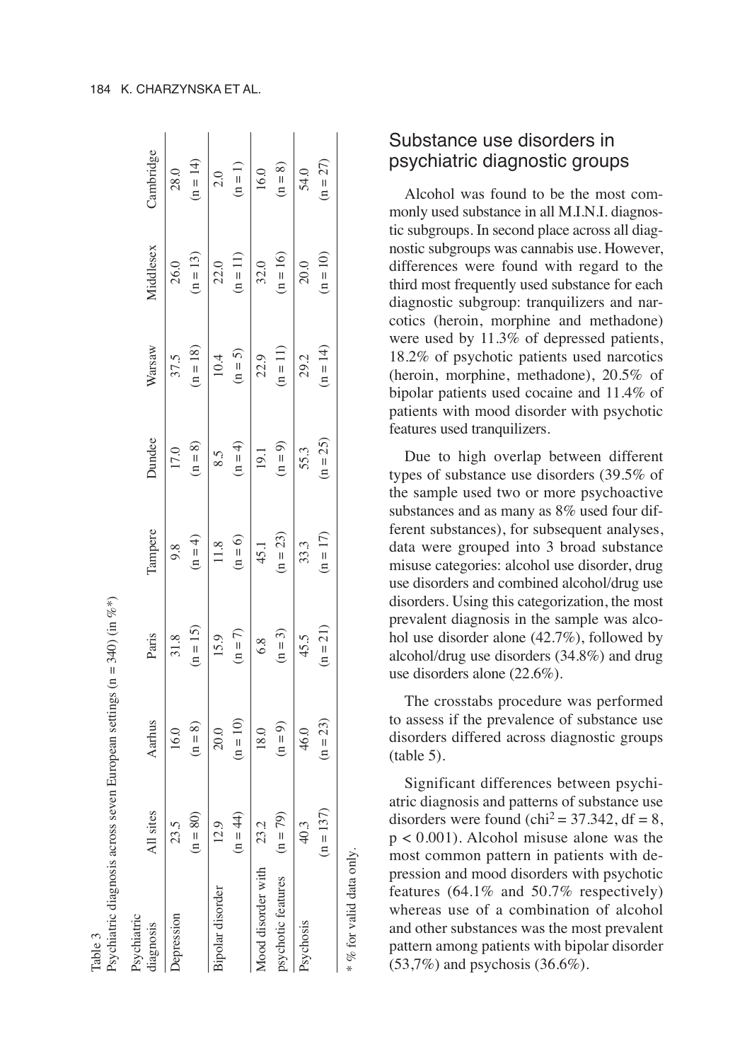Table 3
Psychiatric diagnosis across seven European settings (n = 340) (in %*)

| Psychiatric diagnosis | All sites | Aathus | Paris | Tampere | Dundee | Warsaw | Middlesex | Cambridge |
|---|---|---|---|---|---|---|---|---|
| Depression | 23.5 (n = 80) | 16.0 (n = 8) | 31.8 (n = 15) | 9.8 (n = 4) | 17.0 (n = 8) | 37.5 (n = 18) | 26.0 (n = 13) | 28.0 (n = 14) |
| Bipolar disorder | 12.9 (n = 44) | 20.0 (n = 10) | 15.9 (n = 7) | 11.8 (n = 6) | 8.5 (n = 4) | 10.4 (n = 5) | 22.0 (n = 11) | 2.0 (n = 1) |
| Mood disorder with psychotic features | 23.2 (n = 79) | 18.0 (n = 9) | 6.8 (n = 3) | 45.1 (n = 23) | 19.1 (n = 9) | 22.9 (n = 11) | 32.0 (n = 16) | 16.0 (n = 8) |
| Psychosis | 40.3 (n = 137) | 46.0 (n = 23) | 45.5 (n = 21) | 33.3 (n = 17) | 55.3 (n = 25) | 29.2 (n = 14) | 20.0 (n = 10) | 54.0 (n = 27) |

\* % for valid data only.

## Substance use disorders in psychiatric diagnostic groups

Alcohol was found to be the most commonly used substance in all M.I.N.I. diagnostic subgroups. In second place across all diagnostic subgroups was cannabis use. However, differences were found with regard to the third most frequently used substance for each diagnostic subgroup: tranquilizers and narcotics (heroin, morphine and methadone) were used by 11.3% of depressed patients, 18.2% of psychotic patients used narcotics (heroin, morphine, methadone), 20.5% of bipolar patients used cocaine and 11.4% of patients with mood disorder with psychotic features used tranquilizers.

Due to high overlap between different types of substance use disorders (39.5% of the sample used two or more psychoactive substances and as many as 8% used four different substances), for subsequent analyses, data were grouped into 3 broad substance misuse categories: alcohol use disorder, drug use disorders and combined alcohol/drug use disorders. Using this categorization, the most prevalent diagnosis in the sample was alcohol use disorder alone (42.7%), followed by alcohol/drug use disorders (34.8%) and drug use disorders alone (22.6%).

The crosstabs procedure was performed to assess if the prevalence of substance use disorders differed across diagnostic groups (table 5).

Significant differences between psychiatric diagnosis and patterns of substance use disorders were found ($chi^2 = 37.342$, $df = 8$, $p < 0.001$). Alcohol misuse alone was the most common pattern in patients with depression and mood disorders with psychotic features (64.1% and 50.7% respectively) whereas use of a combination of alcohol and other substances was the most prevalent pattern among patients with bipolar disorder (53,7%) and psychosis (36.6%).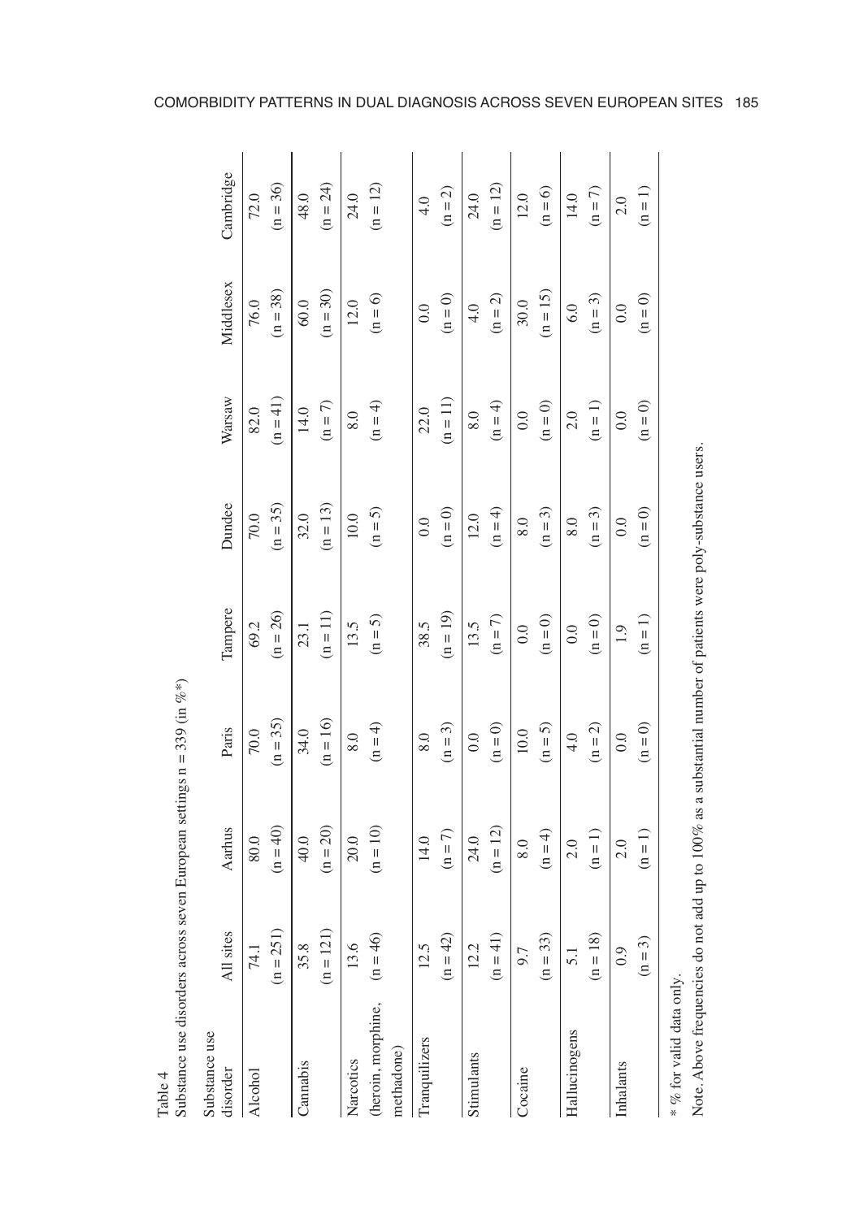Table 4
Substance use disorders across seven European settings n = 339 (in %*)

| Substance use disorder | All sites | Aarhus | Paris | Tampere | Dundee | Warsaw | Middlesex | Cambridge |
|---|---|---|---|---|---|---|---|---|
| Alcohol | 74.1 (n = 251) | 80.0 (n = 40) | 70.0 (n = 35) | 69.2 (n = 26) | 70.0 (n = 35) | 82.0 (n = 41) | 76.0 (n = 38) | 72.0 (n = 36) |
| Cannabis | 35.8 (n = 121) | 40.0 (n = 20) | 34.0 (n = 16) | 23.1 (n = 11) | 32.0 (n = 13) | 14.0 (n = 7) | 60.0 (n = 30) | 48.0 (n = 24) |
| Narcotics (heroin, morphine, methadone) | 13.6 (n = 46) | 20.0 (n = 10) | 8.0 (n = 4) | 13.5 (n = 5) | 10.0 (n = 5) | 8.0 (n = 4) | 12.0 (n = 6) | 24.0 (n = 12) |
| Tranquilizers | 12.5 (n = 42) | 14.0 (n = 7) | 8.0 (n = 3) | 38.5 (n = 19) | 0.0 (n = 0) | 22.0 (n = 11) | 0.0 (n = 0) | 4.0 (n = 2) |
| Stimulants | 12.2 (n = 41) | 24.0 (n = 12) | 0.0 (n = 0) | 13.5 (n = 7) | 12.0 (n = 4) | 8.0 (n = 4) | 4.0 (n = 2) | 24.0 (n = 12) |
| Cocaine | 9.7 (n = 33) | 8.0 (n = 4) | 10.0 (n = 5) | 0.0 (n = 0) | 8.0 (n = 3) | 0.0 (n = 0) | 30.0 (n = 15) | 12.0 (n = 6) |
| Hallucinogens | 5.1 (n = 18) | 2.0 (n = 1) | 4.0 (n = 2) | 0.0 (n = 0) | 8.0 (n = 3) | 2.0 (n = 1) | 6.0 (n = 3) | 14.0 (n = 7) |
| Inhalants | 0.9 (n = 3) | 2.0 (n = 1) | 0.0 (n = 0) | 1.9 (n = 1) | 0.0 (n = 0) | 0.0 (n = 0) | 0.0 (n = 0) | 2.0 (n = 1) |

* % for valid data only.

Note. Above frequencies do not add up to 100% as a substantial number of patients were poly-substance users.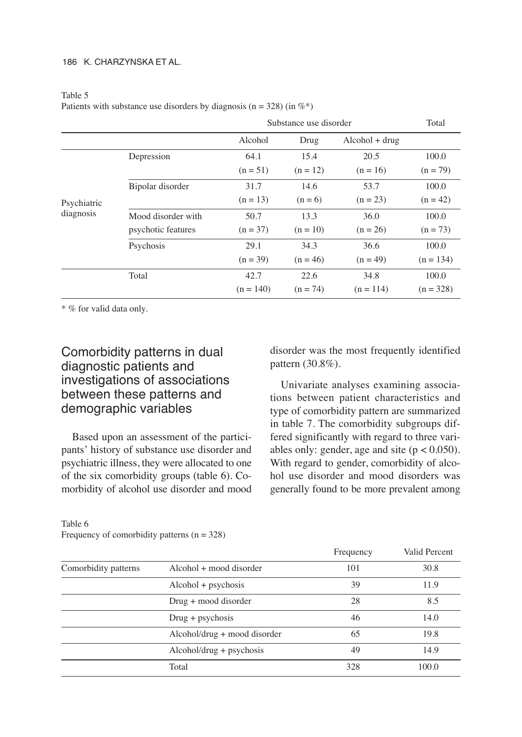Table 5
Patients with substance use disorders by diagnosis (n = 328) (in %*)

| | | Substance use disorder | | | Total |
|---|---|---|---|---|---|
| | | Alcohol | Drug | Alcohol + drug | |
| Psychiatric diagnosis | Depression | 64.1 (n = 51) | 15.4 (n = 12) | 20.5 (n = 16) | 100.0 (n = 79) |
| | Bipolar disorder | 31.7 (n = 13) | 14.6 (n = 6) | 53.7 (n = 23) | 100.0 (n = 42) |
| | Mood disorder with psychotic features | 50.7 (n = 37) | 13.3 (n = 10) | 36.0 (n = 26) | 100.0 (n = 73) |
| | Psychosis | 29.1 (n = 39) | 34.3 (n = 46) | 36.6 (n = 49) | 100.0 (n = 134) |
| | Total | 42.7 (n = 140) | 22.6 (n = 74) | 34.8 (n = 114) | 100.0 (n = 328) |

* % for valid data only.

## Comorbidity patterns in dual diagnostic patients and investigations of associations between these patterns and demographic variables

Based upon an assessment of the participants' history of substance use disorder and psychiatric illness, they were allocated to one of the six comorbidity groups (table 6). Comorbidity of alcohol use disorder and mood disorder was the most frequently identified pattern (30.8%).

Univariate analyses examining associations between patient characteristics and type of comorbidity pattern are summarized in table 7. The comorbidity subgroups differed significantly with regard to three variables only: gender, age and site ($p < 0.050$). With regard to gender, comorbidity of alcohol use disorder and mood disorders was generally found to be more prevalent among

Table 6
Frequency of comorbidity patterns (n = 328)

| | | Frequency | Valid Percent |
|---|---|---|---|
| Comorbidity patterns | Alcohol + mood disorder | 101 | 30.8 |
| | Alcohol + psychosis | 39 | 11.9 |
| | Drug + mood disorder | 28 | 8.5 |
| | Drug + psychosis | 46 | 14.0 |
| | Alcohol/drug + mood disorder | 65 | 19.8 |
| | Alcohol/drug + psychosis | 49 | 14.9 |
| | Total | 328 | 100.0 |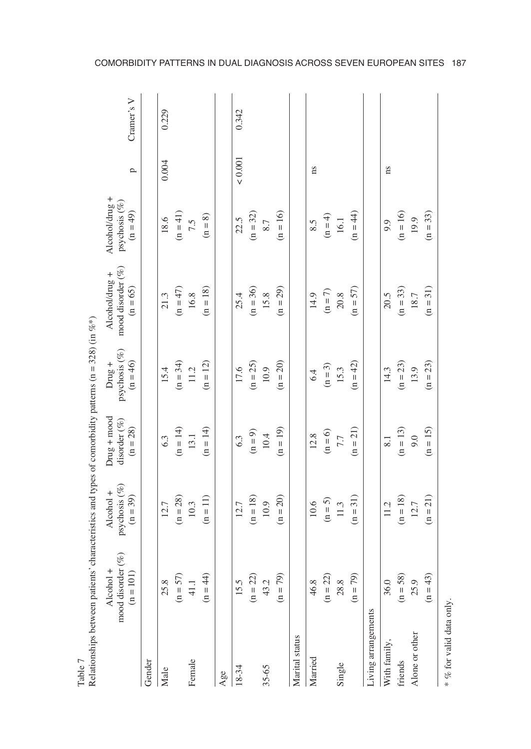Table 7
Relationships between patients' characteristics and types of comorbidity patterns (n = 328) (in %*)

| | Alcohol + mood disorder (%) (n = 101) | Alcohol + psychosis (%) (n = 39) | Drug + mood disorder (%) (n = 28) | Drug + psychosis (%) (n = 46) | Alcohol/drug + mood disorder (%) (n = 65) | Alcohol/drug + psychosis (%) (n = 49) | p | Cramer's V |
|---|---|---|---|---|---|---|---|---|
| **Gender** | | | | | | | | |
| Male | 25.8 (n = 57) | 12.7 (n = 28) | 6.3 (n = 14) | 15.4 (n = 34) | 21.3 (n = 47) | 18.6 (n = 41) | 0.004 | 0.229 |
| Female | 41.1 (n = 44) | 10.3 (n = 11) | 13.1 (n = 14) | 11.2 (n = 12) | 16.8 (n = 18) | 7.5 (n = 8) | | |
| **Age** | | | | | | | | |
| 18-34 | 15.5 (n = 22) | 12.7 (n = 18) | 6.3 (n = 9) | 17.6 (n = 25) | 25.4 (n = 36) | 22.5 (n = 32) | < 0.001 | 0.342 |
| 35-65 | 43.2 (n = 79) | 10.9 (n = 20) | 10.4 (n = 19) | 10.9 (n = 20) | 15.8 (n = 29) | 8.7 (n = 16) | | |
| **Marital status** | | | | | | | | |
| Married | 46.8 (n = 22) | 10.6 (n = 5) | 12.8 (n = 6) | 6.4 (n = 3) | 14.9 (n = 7) | 8.5 (n = 4) | ns | |
| Single | 28.8 (n = 79) | 11.3 (n = 31) | 7.7 (n = 21) | 15.3 (n = 42) | 20.8 (n = 57) | 16.1 (n = 44) | | |
| **Living arrangements** | | | | | | | | |
| With family, friends | 36.0 (n = 58) | 11.2 (n = 18) | 8.1 (n = 13) | 14.3 (n = 23) | 20.5 (n = 33) | 9.9 (n = 16) | ns | |
| Alone or other | 25.9 (n = 43) | 12.7 (n = 21) | 9.0 (n = 15) | 13.9 (n = 23) | 18.7 (n = 31) | 19.9 (n = 33) | | |

\* % for valid data only.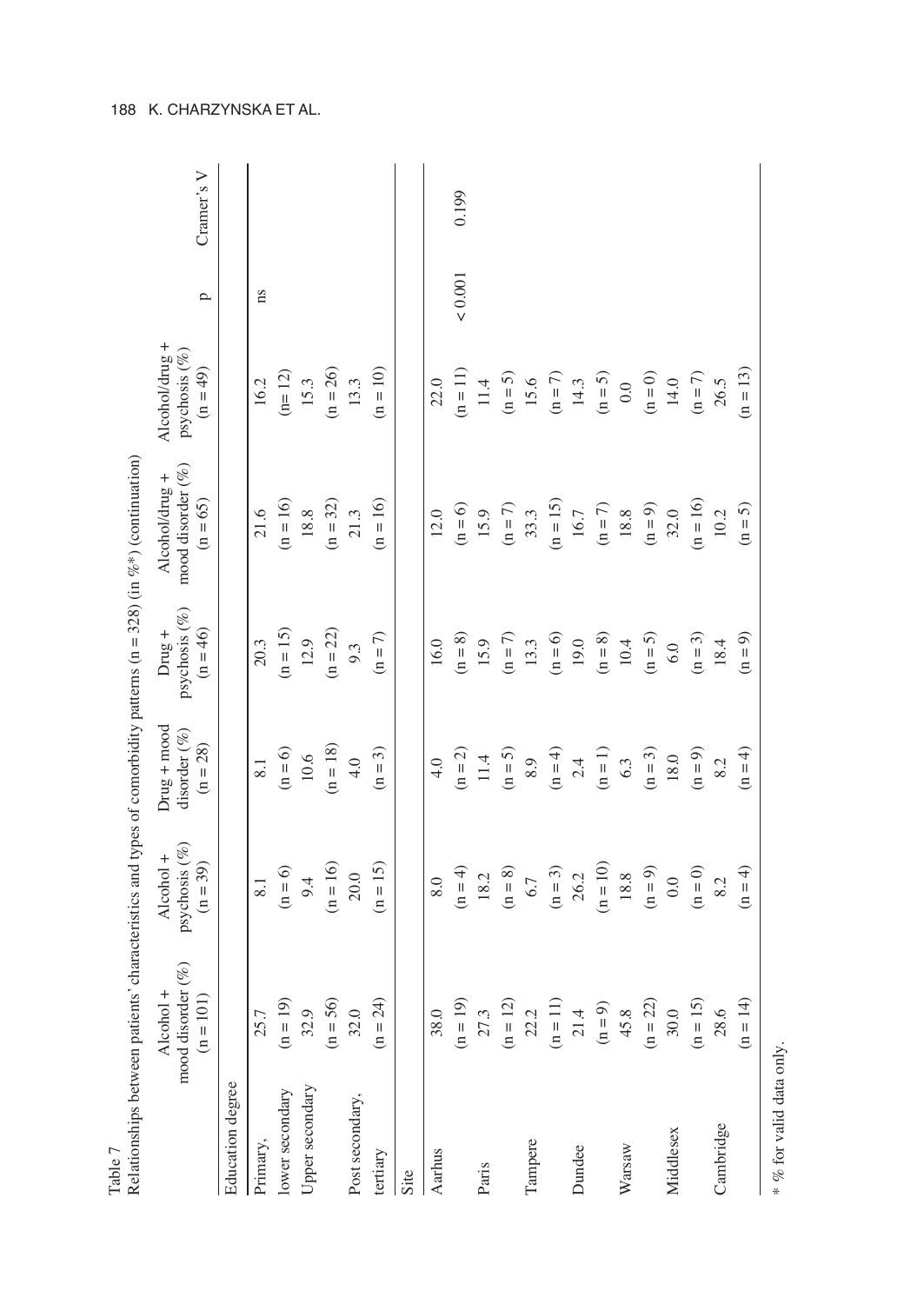Table 7

Relationships between patients' characteristics and types of comorbidity patterns (n = 328) (in %*) (continuation)

| | Alcohol + mood disorder (%) (n = 101) | Alcohol + psychosis (%) (n = 39) | Drug + mood disorder (%) (n = 28) | Drug + psychosis (%) (n = 46) | Alcohol/drug + mood disorder (%) (n = 65) | Alcohol/drug + psychosis (%) (n = 49) | p | Cramer's V |
|---|---|---|---|---|---|---|---|---|
| **Education degree** | | | | | | | | |
| Primary, lower secondary | 25.7 (n = 19) | 8.1 (n = 6) | 8.1 (n = 6) | 20.3 (n = 15) | 21.6 (n = 16) | 16.2 (n= 12) | ns | |
| Upper secondary | 32.9 (n = 56) | 9.4 (n = 16) | 10.6 (n = 18) | 12.9 (n = 22) | 18.8 (n = 32) | 15.3 (n = 26) | | |
| Post secondary, tertiary | 32.0 (n = 24) | 20.0 (n = 15) | 4.0 (n = 3) | 9.3 (n = 7) | 21.3 (n = 16) | 13.3 (n = 10) | | |
| **Site** | | | | | | | | |
| Aarhus | 38.0 (n = 19) | 8.0 (n = 4) | 4.0 (n = 2) | 16.0 (n = 8) | 12.0 (n = 6) | 22.0 (n = 11) | < 0.001 | 0.199 |
| Paris | 27.3 (n = 12) | 18.2 (n = 8) | 11.4 (n = 5) | 15.9 (n = 7) | 15.9 (n = 7) | 11.4 (n = 5) | | |
| Tampere | 22.2 (n = 11) | 6.7 (n = 3) | 8.9 (n = 4) | 13.3 (n = 6) | 33.3 (n = 15) | 15.6 (n = 7) | | |
| Dundee | 21.4 (n = 9) | 26.2 (n = 10) | 2.4 (n = 1) | 19.0 (n = 8) | 16.7 (n = 7) | 14.3 (n = 5) | | |
| Warsaw | 45.8 (n = 22) | 18.8 (n = 9) | 6.3 (n = 3) | 10.4 (n = 5) | 18.8 (n = 9) | 0.0 (n = 0) | | |
| Middlesex | 30.0 (n = 15) | 0.0 (n = 0) | 18.0 (n = 9) | 6.0 (n = 3) | 32.0 (n = 16) | 14.0 (n = 7) | | |
| Cambridge | 28.6 (n = 14) | 8.2 (n = 4) | 8.2 (n = 4) | 18.4 (n = 9) | 10.2 (n = 5) | 26.5 (n = 13) | | |

* % for valid data only.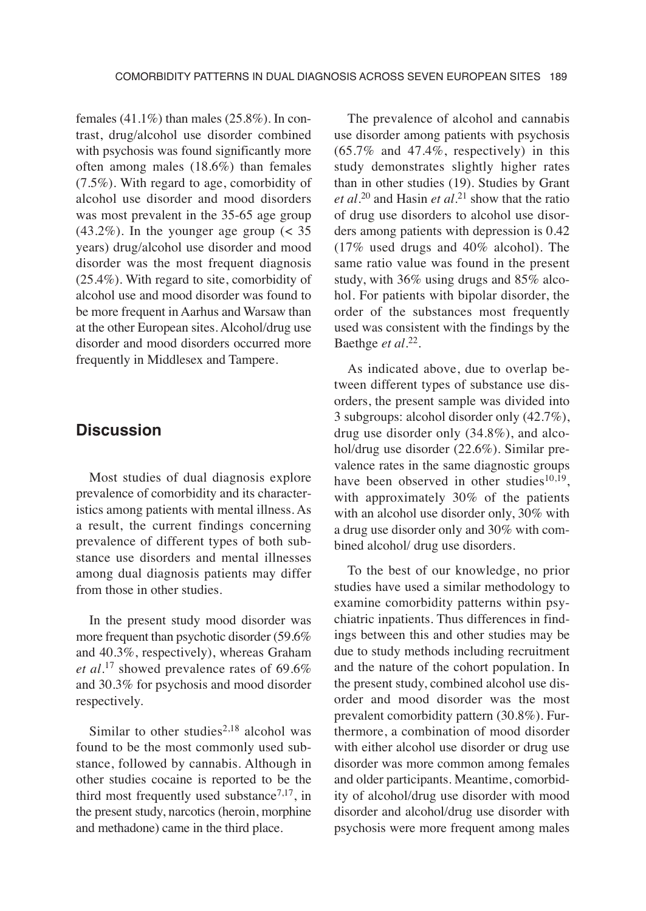females (41.1%) than males (25.8%). In contrast, drug/alcohol use disorder combined with psychosis was found significantly more often among males (18.6%) than females (7.5%). With regard to age, comorbidity of alcohol use disorder and mood disorders was most prevalent in the 35-65 age group (43.2%). In the younger age group (< 35 years) drug/alcohol use disorder and mood disorder was the most frequent diagnosis (25.4%). With regard to site, comorbidity of alcohol use and mood disorder was found to be more frequent in Aarhus and Warsaw than at the other European sites. Alcohol/drug use disorder and mood disorders occurred more frequently in Middlesex and Tampere.

## Discussion

Most studies of dual diagnosis explore prevalence of comorbidity and its characteristics among patients with mental illness. As a result, the current findings concerning prevalence of different types of both substance use disorders and mental illnesses among dual diagnosis patients may differ from those in other studies.

In the present study mood disorder was more frequent than psychotic disorder (59.6% and 40.3%, respectively), whereas Graham *et al*.[17] showed prevalence rates of 69.6% and 30.3% for psychosis and mood disorder respectively.

Similar to other studies[2,18] alcohol was found to be the most commonly used substance, followed by cannabis. Although in other studies cocaine is reported to be the third most frequently used substance[7,17], in the present study, narcotics (heroin, morphine and methadone) came in the third place.

The prevalence of alcohol and cannabis use disorder among patients with psychosis (65.7% and 47.4%, respectively) in this study demonstrates slightly higher rates than in other studies (19). Studies by Grant *et al*.[20] and Hasin *et al*.[21] show that the ratio of drug use disorders to alcohol use disorders among patients with depression is 0.42 (17% used drugs and 40% alcohol). The same ratio value was found in the present study, with 36% using drugs and 85% alcohol. For patients with bipolar disorder, the order of the substances most frequently used was consistent with the findings by the Baethge *et al*.[22].

As indicated above, due to overlap between different types of substance use disorders, the present sample was divided into 3 subgroups: alcohol disorder only (42.7%), drug use disorder only (34.8%), and alcohol/drug use disorder (22.6%). Similar prevalence rates in the same diagnostic groups have been observed in other studies[10,19], with approximately 30% of the patients with an alcohol use disorder only, 30% with a drug use disorder only and 30% with combined alcohol/ drug use disorders.

To the best of our knowledge, no prior studies have used a similar methodology to examine comorbidity patterns within psychiatric inpatients. Thus differences in findings between this and other studies may be due to study methods including recruitment and the nature of the cohort population. In the present study, combined alcohol use disorder and mood disorder was the most prevalent comorbidity pattern (30.8%). Furthermore, a combination of mood disorder with either alcohol use disorder or drug use disorder was more common among females and older participants. Meantime, comorbidity of alcohol/drug use disorder with mood disorder and alcohol/drug use disorder with psychosis were more frequent among males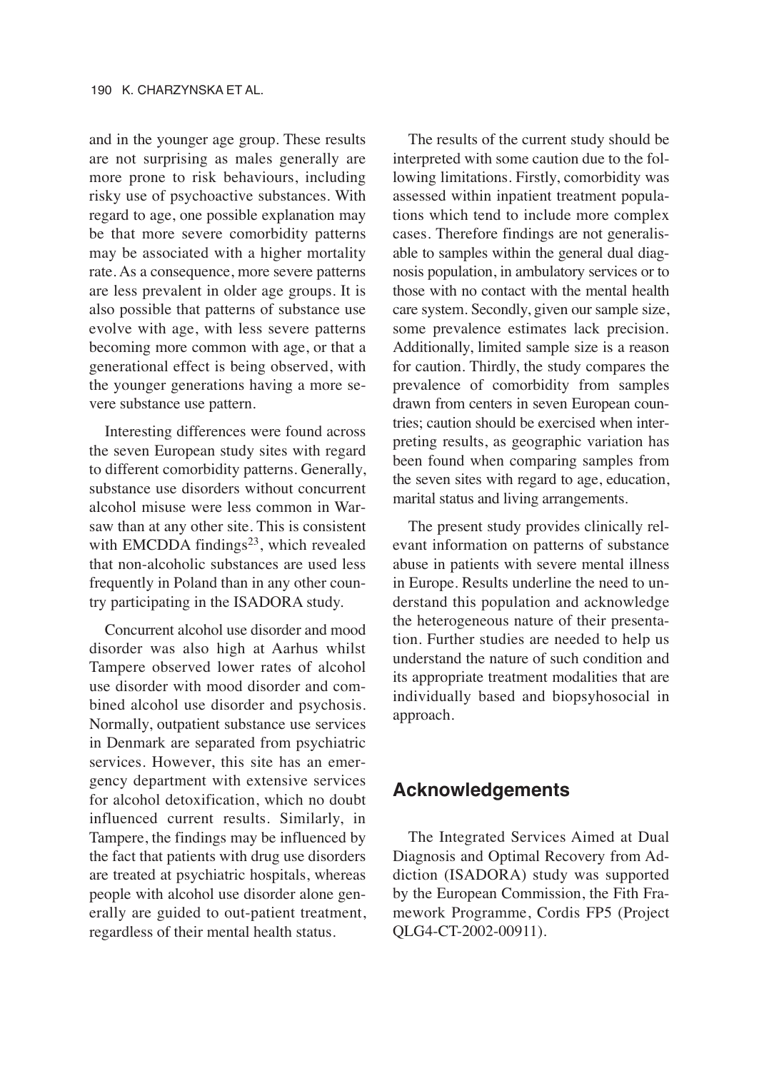and in the younger age group. These results are not surprising as males generally are more prone to risk behaviours, including risky use of psychoactive substances. With regard to age, one possible explanation may be that more severe comorbidity patterns may be associated with a higher mortality rate. As a consequence, more severe patterns are less prevalent in older age groups. It is also possible that patterns of substance use evolve with age, with less severe patterns becoming more common with age, or that a generational effect is being observed, with the younger generations having a more severe substance use pattern.

Interesting differences were found across the seven European study sites with regard to different comorbidity patterns. Generally, substance use disorders without concurrent alcohol misuse were less common in Warsaw than at any other site. This is consistent with EMCDDA findings[23], which revealed that non-alcoholic substances are used less frequently in Poland than in any other country participating in the ISADORA study.

Concurrent alcohol use disorder and mood disorder was also high at Aarhus whilst Tampere observed lower rates of alcohol use disorder with mood disorder and combined alcohol use disorder and psychosis. Normally, outpatient substance use services in Denmark are separated from psychiatric services. However, this site has an emergency department with extensive services for alcohol detoxification, which no doubt influenced current results. Similarly, in Tampere, the findings may be influenced by the fact that patients with drug use disorders are treated at psychiatric hospitals, whereas people with alcohol use disorder alone generally are guided to out-patient treatment, regardless of their mental health status.

The results of the current study should be interpreted with some caution due to the following limitations. Firstly, comorbidity was assessed within inpatient treatment populations which tend to include more complex cases. Therefore findings are not generalisable to samples within the general dual diagnosis population, in ambulatory services or to those with no contact with the mental health care system. Secondly, given our sample size, some prevalence estimates lack precision. Additionally, limited sample size is a reason for caution. Thirdly, the study compares the prevalence of comorbidity from samples drawn from centers in seven European countries; caution should be exercised when interpreting results, as geographic variation has been found when comparing samples from the seven sites with regard to age, education, marital status and living arrangements.

The present study provides clinically relevant information on patterns of substance abuse in patients with severe mental illness in Europe. Results underline the need to understand this population and acknowledge the heterogeneous nature of their presentation. Further studies are needed to help us understand the nature of such condition and its appropriate treatment modalities that are individually based and biopsyhosocial in approach.

## Acknowledgements

The Integrated Services Aimed at Dual Diagnosis and Optimal Recovery from Addiction (ISADORA) study was supported by the European Commission, the Fith Framework Programme, Cordis FP5 (Project QLG4-CT-2002-00911).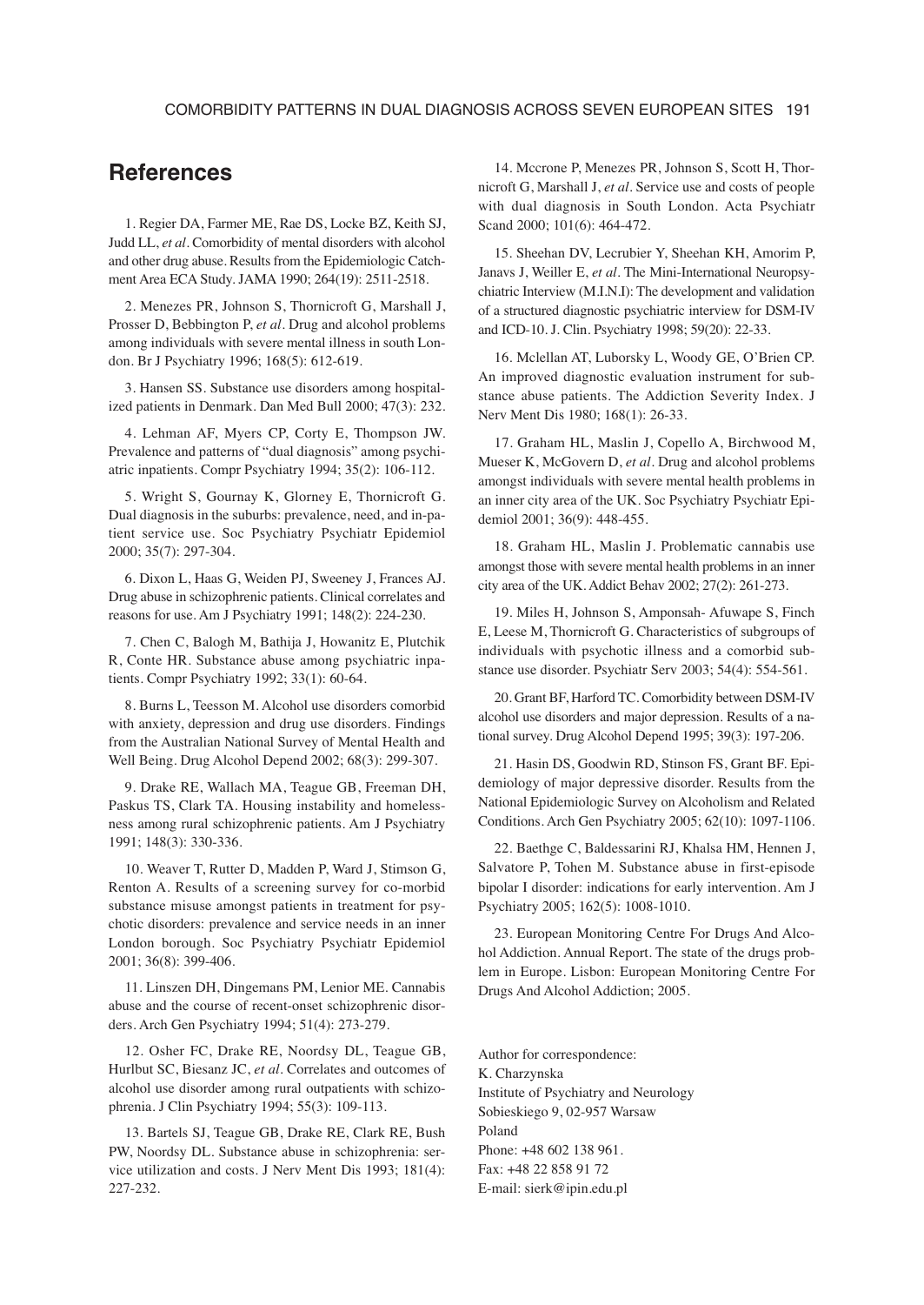## References

1. Regier DA, Farmer ME, Rae DS, Locke BZ, Keith SJ, Judd LL, *et al*. Comorbidity of mental disorders with alcohol and other drug abuse. Results from the Epidemiologic Catchment Area ECA Study. JAMA 1990; 264(19): 2511-2518.

2. Menezes PR, Johnson S, Thornicroft G, Marshall J, Prosser D, Bebbington P, *et al*. Drug and alcohol problems among individuals with severe mental illness in south London. Br J Psychiatry 1996; 168(5): 612-619.

3. Hansen SS. Substance use disorders among hospitalized patients in Denmark. Dan Med Bull 2000; 47(3): 232.

4. Lehman AF, Myers CP, Corty E, Thompson JW. Prevalence and patterns of "dual diagnosis" among psychiatric inpatients. Compr Psychiatry 1994; 35(2): 106-112.

5. Wright S, Gournay K, Glorney E, Thornicroft G. Dual diagnosis in the suburbs: prevalence, need, and in-patient service use. Soc Psychiatry Psychiatr Epidemiol 2000; 35(7): 297-304.

6. Dixon L, Haas G, Weiden PJ, Sweeney J, Frances AJ. Drug abuse in schizophrenic patients. Clinical correlates and reasons for use. Am J Psychiatry 1991; 148(2): 224-230.

7. Chen C, Balogh M, Bathija J, Howanitz E, Plutchik R, Conte HR. Substance abuse among psychiatric inpatients. Compr Psychiatry 1992; 33(1): 60-64.

8. Burns L, Teesson M. Alcohol use disorders comorbid with anxiety, depression and drug use disorders. Findings from the Australian National Survey of Mental Health and Well Being. Drug Alcohol Depend 2002; 68(3): 299-307.

9. Drake RE, Wallach MA, Teague GB, Freeman DH, Paskus TS, Clark TA. Housing instability and homelessness among rural schizophrenic patients. Am J Psychiatry 1991; 148(3): 330-336.

10. Weaver T, Rutter D, Madden P, Ward J, Stimson G, Renton A. Results of a screening survey for co-morbid substance misuse amongst patients in treatment for psychotic disorders: prevalence and service needs in an inner London borough. Soc Psychiatry Psychiatr Epidemiol 2001; 36(8): 399-406.

11. Linszen DH, Dingemans PM, Lenior ME. Cannabis abuse and the course of recent-onset schizophrenic disorders. Arch Gen Psychiatry 1994; 51(4): 273-279.

12. Osher FC, Drake RE, Noordsy DL, Teague GB, Hurlbut SC, Biesanz JC, *et al*. Correlates and outcomes of alcohol use disorder among rural outpatients with schizophrenia. J Clin Psychiatry 1994; 55(3): 109-113.

13. Bartels SJ, Teague GB, Drake RE, Clark RE, Bush PW, Noordsy DL. Substance abuse in schizophrenia: service utilization and costs. J Nerv Ment Dis 1993; 181(4): 227-232.

14. Mccrone P, Menezes PR, Johnson S, Scott H, Thornicroft G, Marshall J, *et al*. Service use and costs of people with dual diagnosis in South London. Acta Psychiatr Scand 2000; 101(6): 464-472.

15. Sheehan DV, Lecrubier Y, Sheehan KH, Amorim P, Janavs J, Weiller E, *et al*. The Mini-International Neuropsychiatric Interview (M.I.N.I): The development and validation of a structured diagnostic psychiatric interview for DSM-IV and ICD-10. J. Clin. Psychiatry 1998; 59(20): 22-33.

16. Mclellan AT, Luborsky L, Woody GE, O'Brien CP. An improved diagnostic evaluation instrument for substance abuse patients. The Addiction Severity Index. J Nerv Ment Dis 1980; 168(1): 26-33.

17. Graham HL, Maslin J, Copello A, Birchwood M, Mueser K, McGovern D, *et al*. Drug and alcohol problems amongst individuals with severe mental health problems in an inner city area of the UK. Soc Psychiatry Psychiatr Epidemiol 2001; 36(9): 448-455.

18. Graham HL, Maslin J. Problematic cannabis use amongst those with severe mental health problems in an inner city area of the UK. Addict Behav 2002; 27(2): 261-273.

19. Miles H, Johnson S, Amponsah- Afuwape S, Finch E, Leese M, Thornicroft G. Characteristics of subgroups of individuals with psychotic illness and a comorbid substance use disorder. Psychiatr Serv 2003; 54(4): 554-561.

20. Grant BF, Harford TC. Comorbidity between DSM-IV alcohol use disorders and major depression. Results of a national survey. Drug Alcohol Depend 1995; 39(3): 197-206.

21. Hasin DS, Goodwin RD, Stinson FS, Grant BF. Epidemiology of major depressive disorder. Results from the National Epidemiologic Survey on Alcoholism and Related Conditions. Arch Gen Psychiatry 2005; 62(10): 1097-1106.

22. Baethge C, Baldessarini RJ, Khalsa HM, Hennen J, Salvatore P, Tohen M. Substance abuse in first-episode bipolar I disorder: indications for early intervention. Am J Psychiatry 2005; 162(5): 1008-1010.

23. European Monitoring Centre For Drugs And Alcohol Addiction. Annual Report. The state of the drugs problem in Europe. Lisbon: European Monitoring Centre For Drugs And Alcohol Addiction; 2005.

Author for correspondence:
K. Charzynska
Institute of Psychiatry and Neurology
Sobieskiego 9, 02-957 Warsaw
Poland
Phone: +48 602 138 961.
Fax: +48 22 858 91 72
E-mail: sierk@ipin.edu.pl